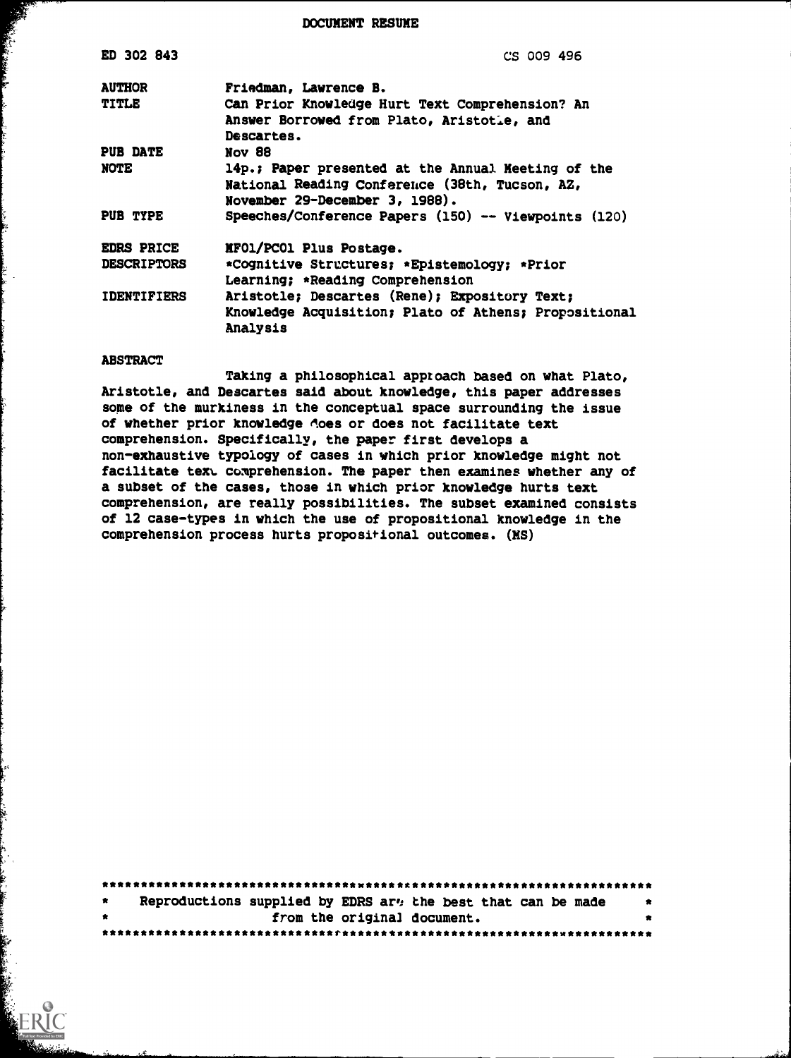DOCUMENT RESUME

| | |
|---|---|
| ED 302 843 | CS 009 496 |
| AUTHOR | Friedman, Lawrence B. |
| TITLE | Can Prior Knowledge Hurt Text Comprehension? An Answer Borrowed from Plato, Aristotle, and Descartes. |
| PUB DATE | Nov 88 |
| NOTE | 14p.; Paper presented at the Annual Meeting of the National Reading Conference (38th, Tucson, AZ, November 29-December 3, 1988). |
| PUB TYPE | Speeches/Conference Papers (150) -- Viewpoints (120) |
| EDRS PRICE | MF01/PC01 Plus Postage. |
| DESCRIPTORS | *Cognitive Structures; *Epistemology; *Prior Learning; *Reading Comprehension |
| IDENTIFIERS | Aristotle; Descartes (Rene); Expository Text; Knowledge Acquisition; Plato of Athens; Propositional Analysis |

ABSTRACT

Taking a philosophical approach based on what Plato, Aristotle, and Descartes said about knowledge, this paper addresses some of the murkiness in the conceptual space surrounding the issue of whether prior knowledge does or does not facilitate text comprehension. Specifically, the paper first develops a non-exhaustive typology of cases in which prior knowledge might not facilitate text comprehension. The paper then examines whether any of a subset of the cases, those in which prior knowledge hurts text comprehension, are really possibilities. The subset examined consists of 12 case-types in which the use of propositional knowledge in the comprehension process hurts propositional outcomes. (MS)

***********************************************************************
* Reproductions supplied by EDRS are the best that can be made *
* from the original document. *
***********************************************************************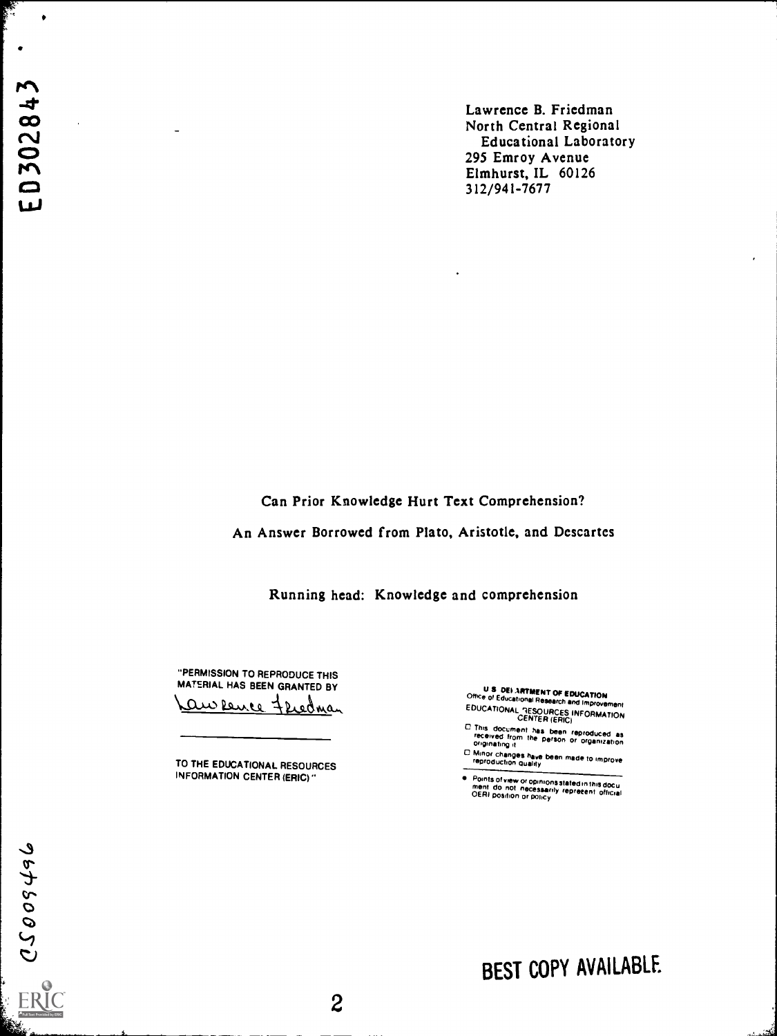ED302843

Lawrence B. Friedman
North Central Regional
Educational Laboratory
295 Emroy Avenue
Elmhurst, IL 60126
312/941-7677

Can Prior Knowledge Hurt Text Comprehension?

An Answer Borrowed from Plato, Aristotle, and Descartes

Running head: Knowledge and comprehension

"PERMISSION TO REPRODUCE THIS MATERIAL HAS BEEN GRANTED BY

Lawrence Friedman

TO THE EDUCATIONAL RESOURCES INFORMATION CENTER (ERIC)"

U.S. DEPARTMENT OF EDUCATION
Office of Educational Research and Improvement
EDUCATIONAL RESOURCES INFORMATION CENTER (ERIC)

- This document has been reproduced as received from the person or organization originating it
- Minor changes have been made to improve reproduction quality

- Points of view or opinions stated in this document do not necessarily represent official OERI position or policy

CS009496

BEST COPY AVAILABLE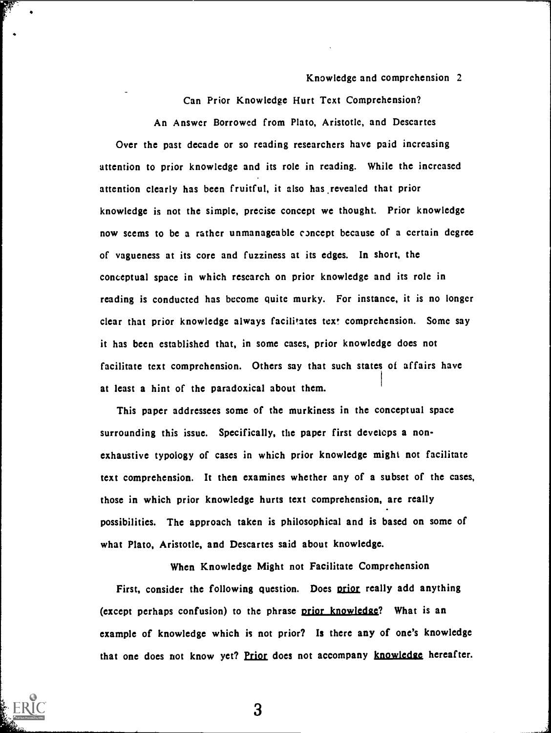# Can Prior Knowledge Hurt Text Comprehension?

## An Answer Borrowed from Plato, Aristotle, and Descartes

Over the past decade or so reading researchers have paid increasing attention to prior knowledge and its role in reading. While the increased attention clearly has been fruitful, it also has revealed that prior knowledge is not the simple, precise concept we thought. Prior knowledge now seems to be a rather unmanageable concept because of a certain degree of vagueness at its core and fuzziness at its edges. In short, the conceptual space in which research on prior knowledge and its role in reading is conducted has become quite murky. For instance, it is no longer clear that prior knowledge always facilitates text comprehension. Some say it has been established that, in some cases, prior knowledge does not facilitate text comprehension. Others say that such states of affairs have at least a hint of the paradoxical about them.

This paper addressees some of the murkiness in the conceptual space surrounding this issue. Specifically, the paper first develops a non-exhaustive typology of cases in which prior knowledge might not facilitate text comprehension. It then examines whether any of a subset of the cases, those in which prior knowledge hurts text comprehension, are really possibilities. The approach taken is philosophical and is based on some of what Plato, Aristotle, and Descartes said about knowledge.

## When Knowledge Might not Facilitate Comprehension

First, consider the following question. Does _prior_ really add anything (except perhaps confusion) to the phrase _prior knowledge_? What is an example of knowledge which is not prior? Is there any of one's knowledge that one does not know yet? _Prior_ does not accompany _knowledge_ hereafter.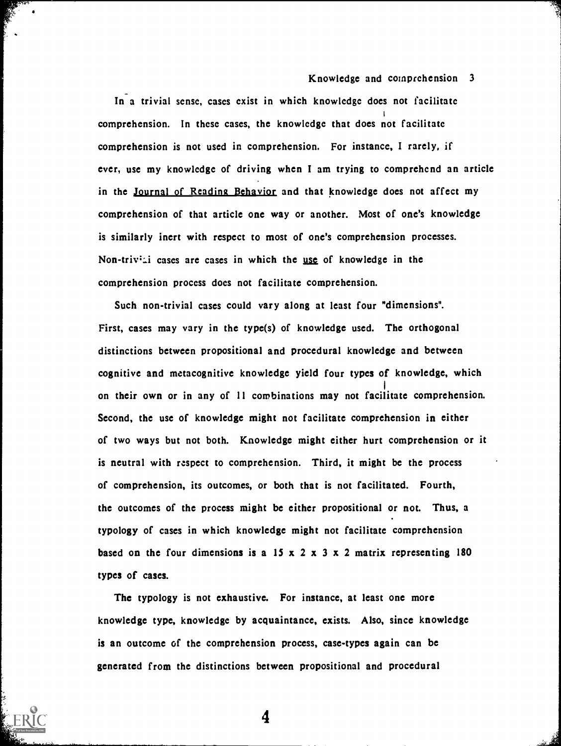In a trivial sense, cases exist in which knowledge does not facilitate comprehension. In these cases, the knowledge that does not facilitate comprehension is not used in comprehension. For instance, I rarely, if ever, use my knowledge of driving when I am trying to comprehend an article in the Journal of Reading Behavior and that knowledge does not affect my comprehension of that article one way or another. Most of one's knowledge is similarly inert with respect to most of one's comprehension processes. Non-trivial cases are cases in which the use of knowledge in the comprehension process does not facilitate comprehension.

Such non-trivial cases could vary along at least four "dimensions". First, cases may vary in the type(s) of knowledge used. The orthogonal distinctions between propositional and procedural knowledge and between cognitive and metacognitive knowledge yield four types of knowledge, which on their own or in any of 11 combinations may not facilitate comprehension. Second, the use of knowledge might not facilitate comprehension in either of two ways but not both. Knowledge might either hurt comprehension or it is neutral with respect to comprehension. Third, it might be the process of comprehension, its outcomes, or both that is not facilitated. Fourth, the outcomes of the process might be either propositional or not. Thus, a typology of cases in which knowledge might not facilitate comprehension based on the four dimensions is a 15 x 2 x 3 x 2 matrix representing 180 types of cases.

The typology is not exhaustive. For instance, at least one more knowledge type, knowledge by acquaintance, exists. Also, since knowledge is an outcome of the comprehension process, case-types again can be generated from the distinctions between propositional and procedural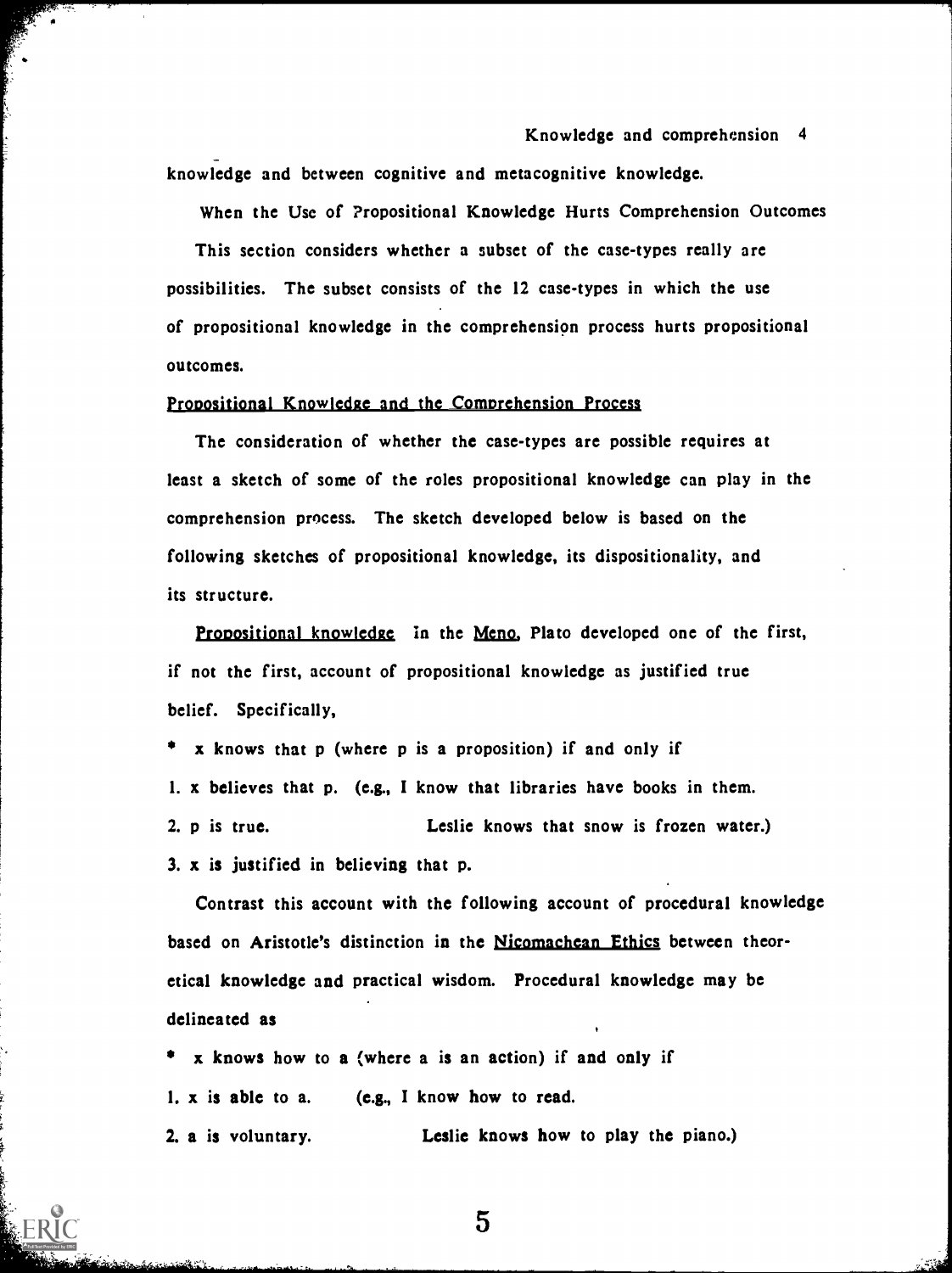knowledge and between cognitive and metacognitive knowledge.

## When the Use of Propositional Knowledge Hurts Comprehension Outcomes

This section considers whether a subset of the case-types really are possibilities. The subset consists of the 12 case-types in which the use of propositional knowledge in the comprehension process hurts propositional outcomes.

### Propositional Knowledge and the Comprehension Process

The consideration of whether the case-types are possible requires at least a sketch of some of the roles propositional knowledge can play in the comprehension process. The sketch developed below is based on the following sketches of propositional knowledge, its dispositionality, and its structure.

Propositional knowledge. In the *Meno*, Plato developed one of the first, if not the first, account of propositional knowledge as justified true belief. Specifically,

* x knows that p (where p is a proposition) if and only if

1. x believes that p. (e.g., I know that libraries have books in them.
2. p is true. Leslie knows that snow is frozen water.)
3. x is justified in believing that p.

Contrast this account with the following account of procedural knowledge based on Aristotle's distinction in the *Nicomachean Ethics* between theoretical knowledge and practical wisdom. Procedural knowledge may be delineated as

* x knows how to a (where a is an action) if and only if

1. x is able to a. (e.g., I know how to read.
2. a is voluntary. Leslie knows how to play the piano.)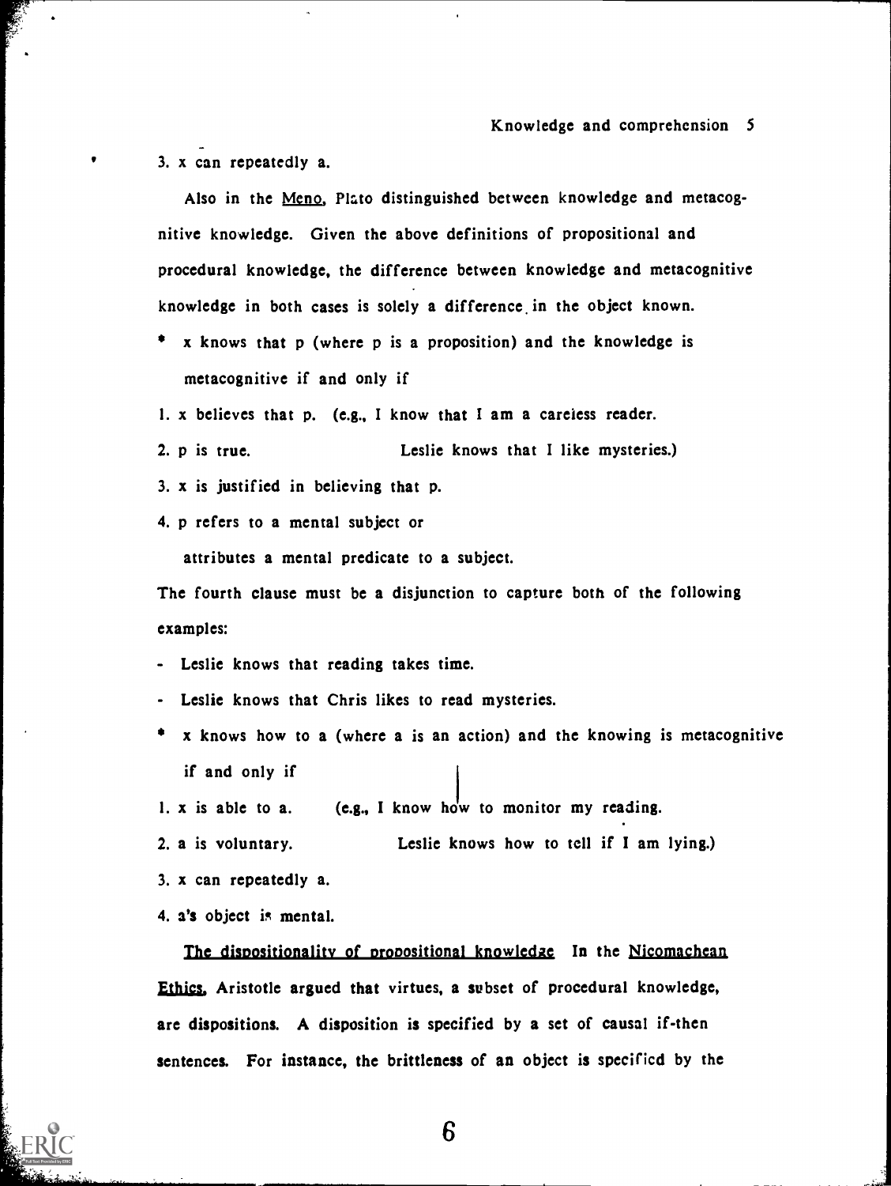3. x can repeatedly a.

Also in the Meno, Plato distinguished between knowledge and metacognitive knowledge. Given the above definitions of propositional and procedural knowledge, the difference between knowledge and metacognitive knowledge in both cases is solely a difference in the object known.

* x knows that p (where p is a proposition) and the knowledge is metacognitive if and only if

1. x believes that p. (e.g., I know that I am a careless reader.
2. p is true. Leslie knows that I like mysteries.)
3. x is justified in believing that p.
4. p refers to a mental subject or attributes a mental predicate to a subject.

The fourth clause must be a disjunction to capture both of the following examples:

- Leslie knows that reading takes time.
- Leslie knows that Chris likes to read mysteries.

* x knows how to a (where a is an action) and the knowing is metacognitive if and only if

1. x is able to a. (e.g., I know how to monitor my reading.
2. a is voluntary. Leslie knows how to tell if I am lying.)
3. x can repeatedly a.
4. a's object is mental.

The dispositionality of propositional knowledge In the Nicomachean Ethics, Aristotle argued that virtues, a subset of procedural knowledge, are dispositions. A disposition is specified by a set of causal if-then sentences. For instance, the brittleness of an object is specified by the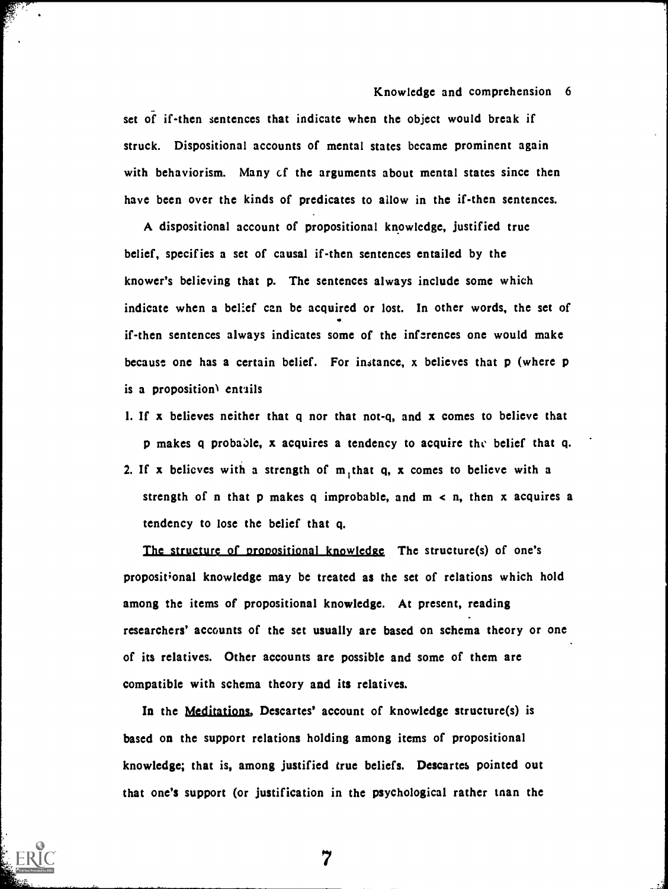set of if-then sentences that indicate when the object would break if struck. Dispositional accounts of mental states became prominent again with behaviorism. Many of the arguments about mental states since then have been over the kinds of predicates to allow in the if-then sentences.

A dispositional account of propositional knowledge, justified true belief, specifies a set of causal if-then sentences entailed by the knower's believing that p. The sentences always include some which indicate when a belief can be acquired or lost. In other words, the set of if-then sentences always indicates some of the inferences one would make because one has a certain belief. For instance, x believes that p (where p is a proposition) entails

1. If x believes neither that q nor that not-q, and x comes to believe that p makes q probable, x acquires a tendency to acquire the belief that q.
2. If x believes with a strength of m that q, x comes to believe with a strength of n that p makes q improbable, and $m < n$, then x acquires a tendency to lose the belief that q.

<u>The structure of propositional knowledge</u> The structure(s) of one's propositional knowledge may be treated as the set of relations which hold among the items of propositional knowledge. At present, reading researchers' accounts of the set usually are based on schema theory or one of its relatives. Other accounts are possible and some of them are compatible with schema theory and its relatives.

In the <u>Meditations</u>, Descartes' account of knowledge structure(s) is based on the support relations holding among items of propositional knowledge; that is, among justified true beliefs. Descartes pointed out that one's support (or justification in the psychological rather than the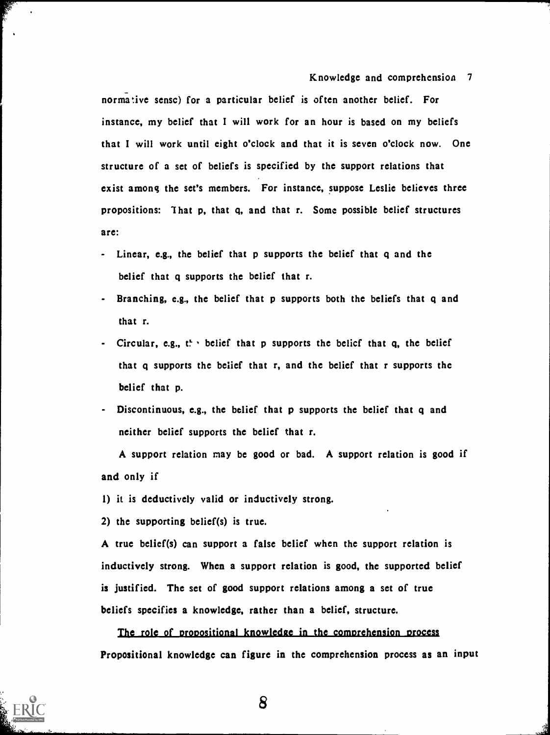normative sense) for a particular belief is often another belief. For instance, my belief that I will work for an hour is based on my beliefs that I will work until eight o'clock and that it is seven o'clock now. One structure of a set of beliefs is specified by the support relations that exist among the set's members. For instance, suppose Leslie believes three propositions: That p, that q, and that r. Some possible belief structures are:

- Linear, e.g., the belief that p supports the belief that q and the belief that q supports the belief that r.
- Branching, e.g., the belief that p supports both the beliefs that q and that r.
- Circular, e.g., the belief that p supports the belief that q, the belief that q supports the belief that r, and the belief that r supports the belief that p.
- Discontinuous, e.g., the belief that p supports the belief that q and neither belief supports the belief that r.

A support relation may be good or bad. A support relation is good if and only if

1) it is deductively valid or inductively strong.
2) the supporting belief(s) is true.

A true belief(s) can support a false belief when the support relation is inductively strong. When a support relation is good, the supported belief is justified. The set of good support relations among a set of true beliefs specifies a knowledge, rather than a belief, structure.

## The role of propositional knowledge in the comprehension process

Propositional knowledge can figure in the comprehension process as an input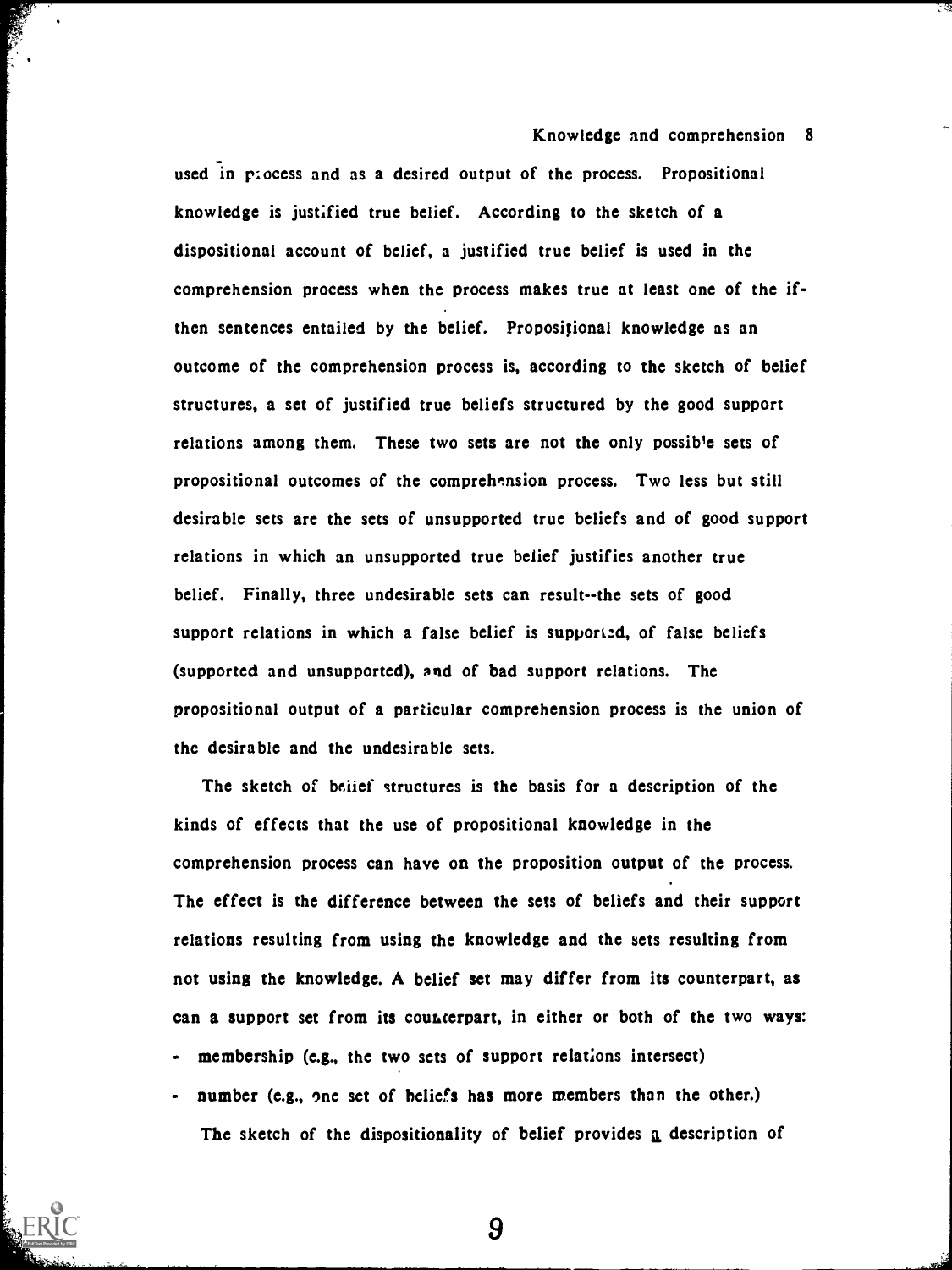used in process and as a desired output of the process. Propositional knowledge is justified true belief. According to the sketch of a dispositional account of belief, a justified true belief is used in the comprehension process when the process makes true at least one of the if-then sentences entailed by the belief. Propositional knowledge as an outcome of the comprehension process is, according to the sketch of belief structures, a set of justified true beliefs structured by the good support relations among them. These two sets are not the only possible sets of propositional outcomes of the comprehension process. Two less but still desirable sets are the sets of unsupported true beliefs and of good support relations in which an unsupported true belief justifies another true belief. Finally, three undesirable sets can result--the sets of good support relations in which a false belief is supported, of false beliefs (supported and unsupported), and of bad support relations. The propositional output of a particular comprehension process is the union of the desirable and the undesirable sets.

The sketch of belief structures is the basis for a description of the kinds of effects that the use of propositional knowledge in the comprehension process can have on the proposition output of the process. The effect is the difference between the sets of beliefs and their support relations resulting from using the knowledge and the sets resulting from not using the knowledge. A belief set may differ from its counterpart, as can a support set from its counterpart, in either or both of the two ways:

- membership (e.g., the two sets of support relations intersect)
- number (e.g., one set of beliefs has more members than the other.)

The sketch of the dispositionality of belief provides a description of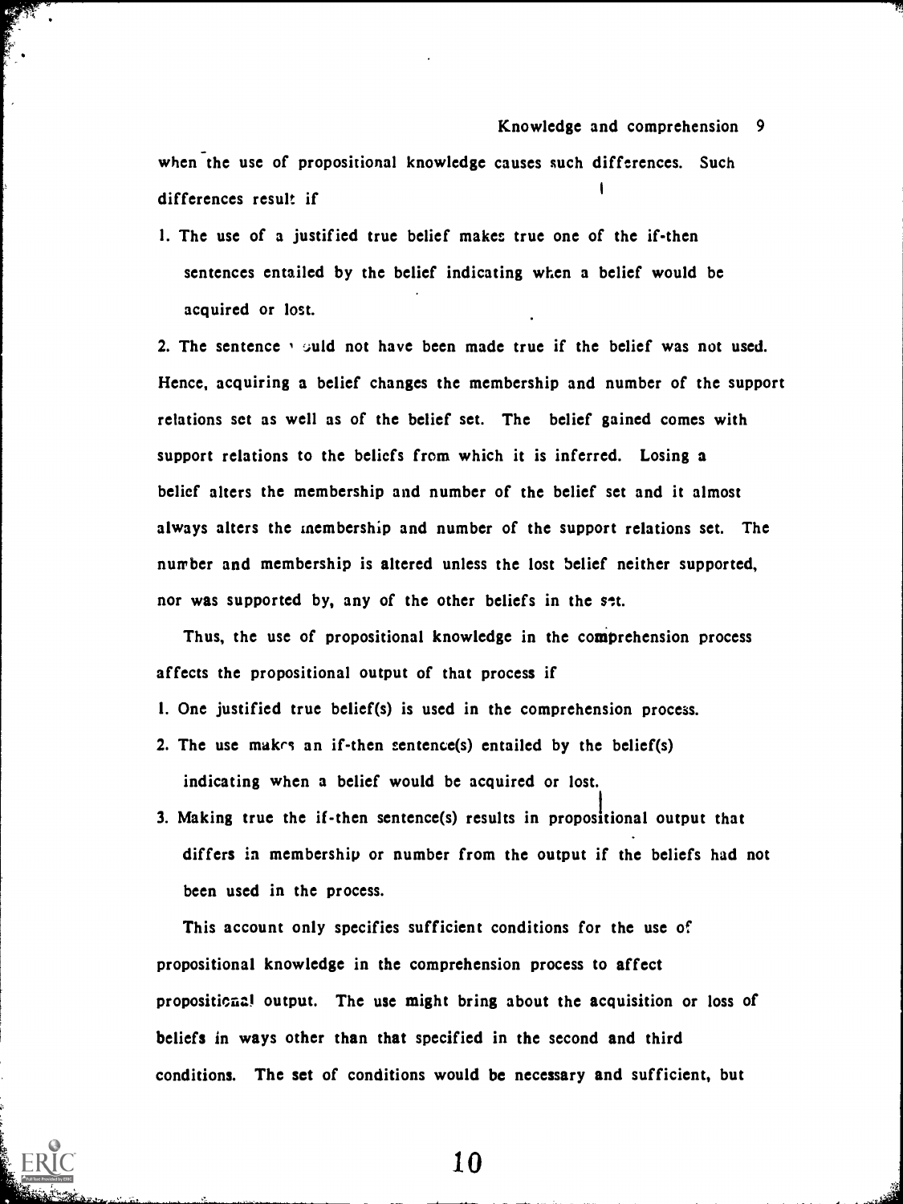when the use of propositional knowledge causes such differences. Such differences result if

1. The use of a justified true belief makes true one of the if-then sentences entailed by the belief indicating when a belief would be acquired or lost.

2. The sentence would not have been made true if the belief was not used. Hence, acquiring a belief changes the membership and number of the support relations set as well as of the belief set. The belief gained comes with support relations to the beliefs from which it is inferred. Losing a belief alters the membership and number of the belief set and it almost always alters the membership and number of the support relations set. The number and membership is altered unless the lost belief neither supported, nor was supported by, any of the other beliefs in the set.

Thus, the use of propositional knowledge in the comprehension process affects the propositional output of that process if

1. One justified true belief(s) is used in the comprehension process.
2. The use makes an if-then sentence(s) entailed by the belief(s) indicating when a belief would be acquired or lost.
3. Making true the if-then sentence(s) results in propositional output that differs in membership or number from the output if the beliefs had not been used in the process.

This account only specifies sufficient conditions for the use of propositional knowledge in the comprehension process to affect propositional output. The use might bring about the acquisition or loss of beliefs in ways other than that specified in the second and third conditions. The set of conditions would be necessary and sufficient, but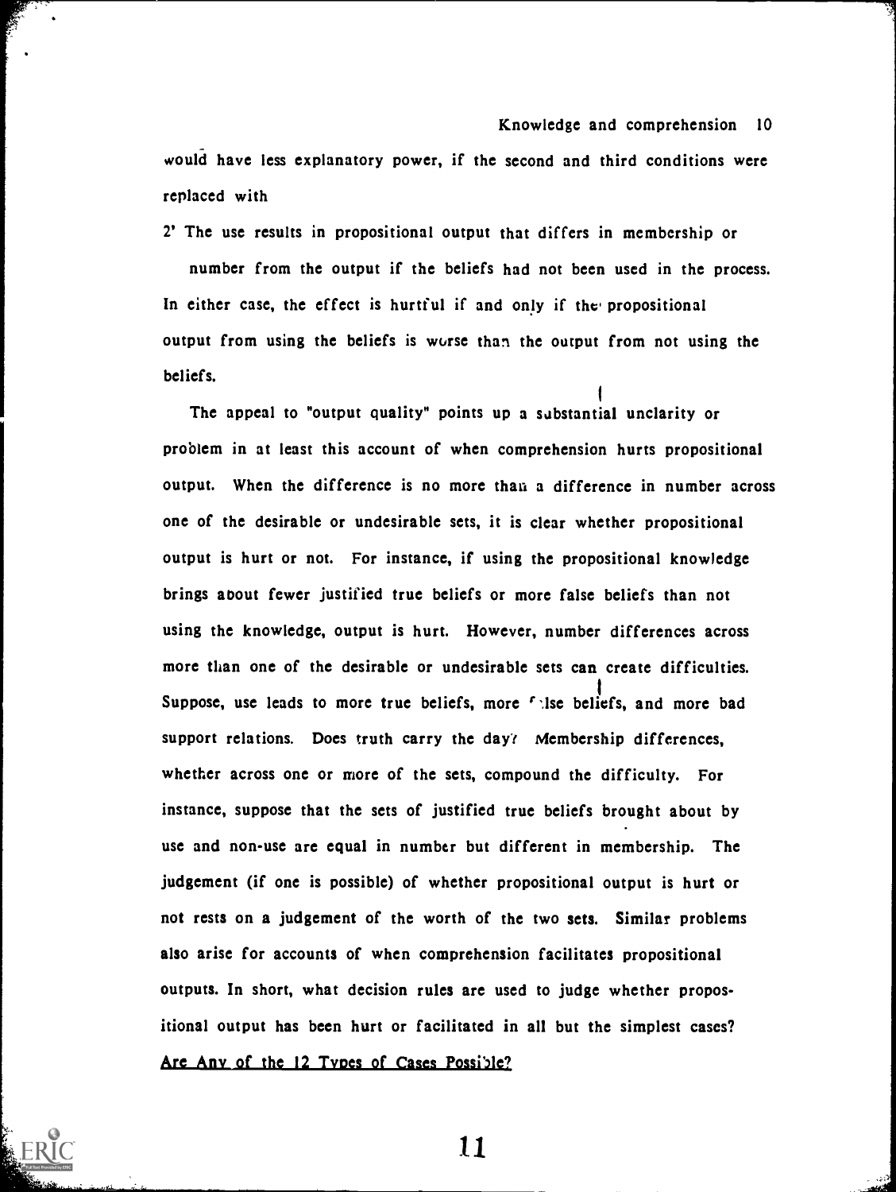would have less explanatory power, if the second and third conditions were replaced with

2' The use results in propositional output that differs in membership or number from the output if the beliefs had not been used in the process. In either case, the effect is hurtful if and only if the propositional output from using the beliefs is worse than the output from not using the beliefs.

The appeal to "output quality" points up a substantial unclarity or problem in at least this account of when comprehension hurts propositional output. When the difference is no more than a difference in number across one of the desirable or undesirable sets, it is clear whether propositional output is hurt or not. For instance, if using the propositional knowledge brings about fewer justified true beliefs or more false beliefs than not using the knowledge, output is hurt. However, number differences across more than one of the desirable or undesirable sets can create difficulties. Suppose, use leads to more true beliefs, more false beliefs, and more bad support relations. Does truth carry the day? Membership differences, whether across one or more of the sets, compound the difficulty. For instance, suppose that the sets of justified true beliefs brought about by use and non-use are equal in number but different in membership. The judgement (if one is possible) of whether propositional output is hurt or not rests on a judgement of the worth of the two sets. Similar problems also arise for accounts of when comprehension facilitates propositional outputs. In short, what decision rules are used to judge whether propositional output has been hurt or facilitated in all but the simplest cases?

## Are Any of the 12 Types of Cases Possible?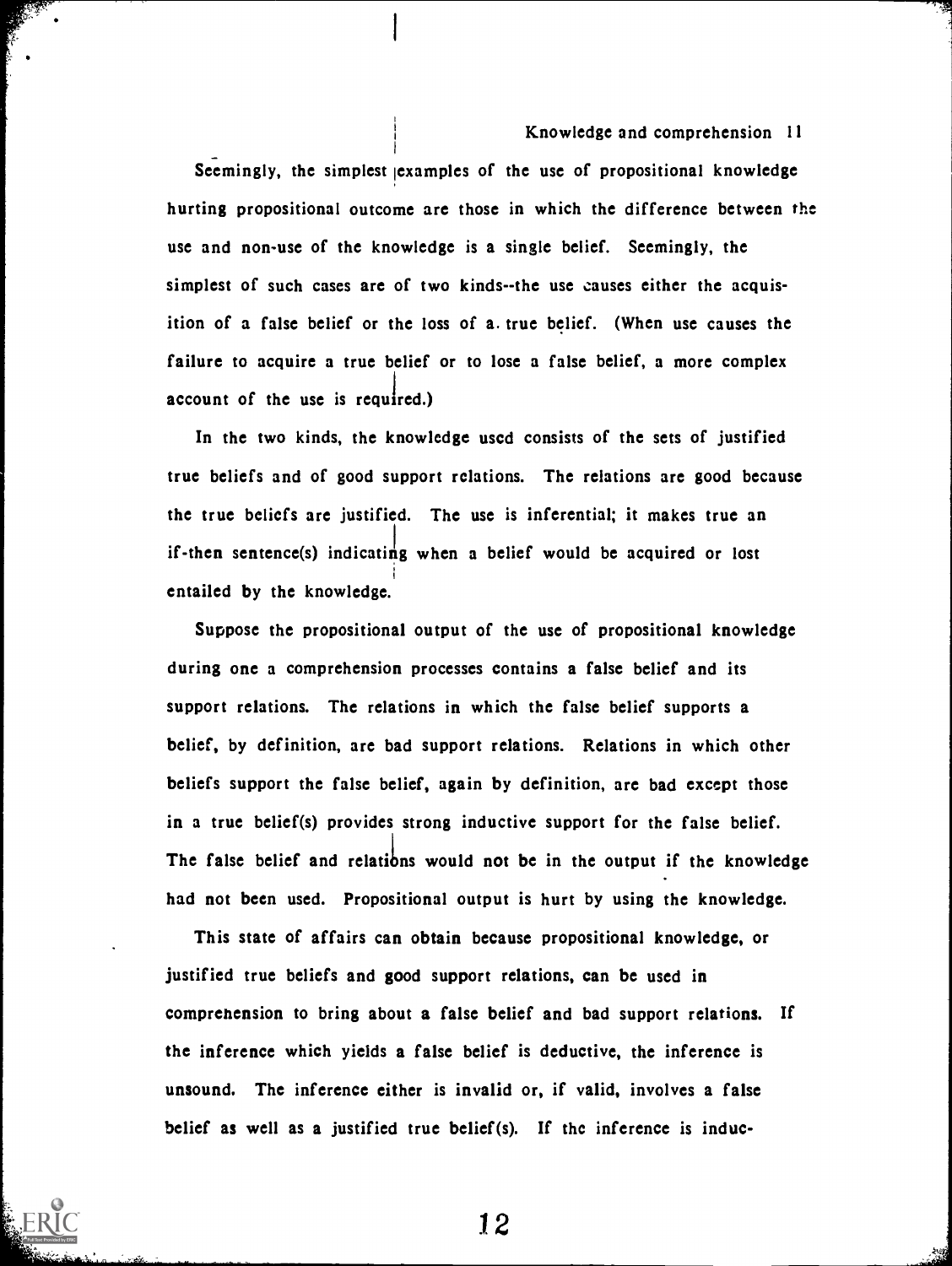Seemingly, the simplest examples of the use of propositional knowledge hurting propositional outcome are those in which the difference between the use and non-use of the knowledge is a single belief. Seemingly, the simplest of such cases are of two kinds--the use causes either the acquisition of a false belief or the loss of a true belief. (When use causes the failure to acquire a true belief or to lose a false belief, a more complex account of the use is required.)

In the two kinds, the knowledge used consists of the sets of justified true beliefs and of good support relations. The relations are good because the true beliefs are justified. The use is inferential; it makes true an if-then sentence(s) indicating when a belief would be acquired or lost entailed by the knowledge.

Suppose the propositional output of the use of propositional knowledge during one a comprehension processes contains a false belief and its support relations. The relations in which the false belief supports a belief, by definition, are bad support relations. Relations in which other beliefs support the false belief, again by definition, are bad except those in a true belief(s) provides strong inductive support for the false belief. The false belief and relations would not be in the output if the knowledge had not been used. Propositional output is hurt by using the knowledge.

This state of affairs can obtain because propositional knowledge, or justified true beliefs and good support relations, can be used in comprehension to bring about a false belief and bad support relations. If the inference which yields a false belief is deductive, the inference is unsound. The inference either is invalid or, if valid, involves a false belief as well as a justified true belief(s). If the inference is induc-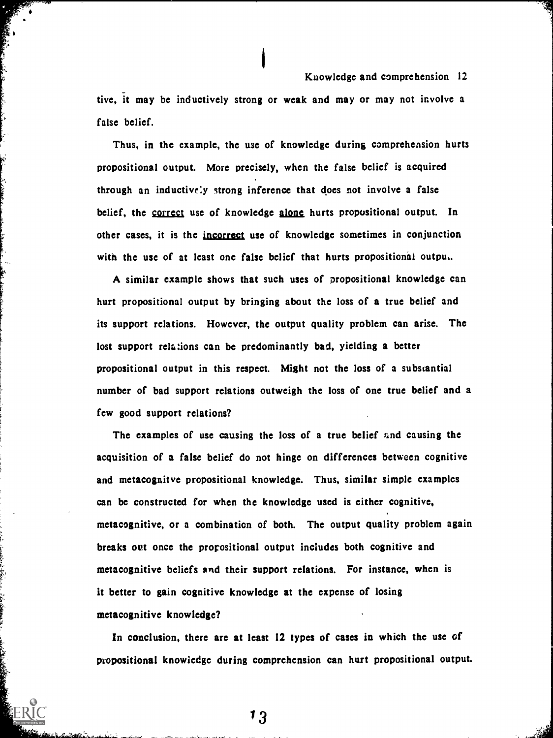tive, it may be inductively strong or weak and may or may not involve a false belief.

Thus, in the example, the use of knowledge during comprehension hurts propositional output. More precisely, when the false belief is acquired through an inductively strong inference that does not involve a false belief, the correct use of knowledge alone hurts propositional output. In other cases, it is the incorrect use of knowledge sometimes in conjunction with the use of at least one false belief that hurts propositional output.

A similar example shows that such uses of propositional knowledge can hurt propositional output by bringing about the loss of a true belief and its support relations. However, the output quality problem can arise. The lost support relations can be predominantly bad, yielding a better propositional output in this respect. Might not the loss of a substantial number of bad support relations outweigh the loss of one true belief and a few good support relations?

The examples of use causing the loss of a true belief and causing the acquisition of a false belief do not hinge on differences between cognitive and metacognitve propositional knowledge. Thus, similar simple examples can be constructed for when the knowledge used is either cognitive, metacognitive, or a combination of both. The output quality problem again breaks out once the propositional output includes both cognitive and metacognitive beliefs and their support relations. For instance, when is it better to gain cognitive knowledge at the expense of losing metacognitive knowledge?

In conclusion, there are at least 12 types of cases in which the use of propositional knowledge during comprehension can hurt propositional output.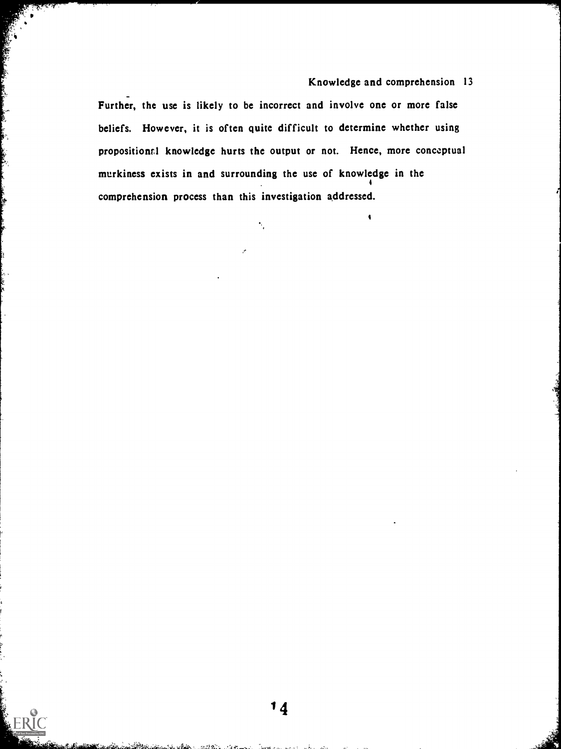Further, the use is likely to be incorrect and involve one or more false beliefs. However, it is often quite difficult to determine whether using propositional knowledge hurts the output or not. Hence, more conceptual murkiness exists in and surrounding the use of knowledge in the comprehension process than this investigation addressed.